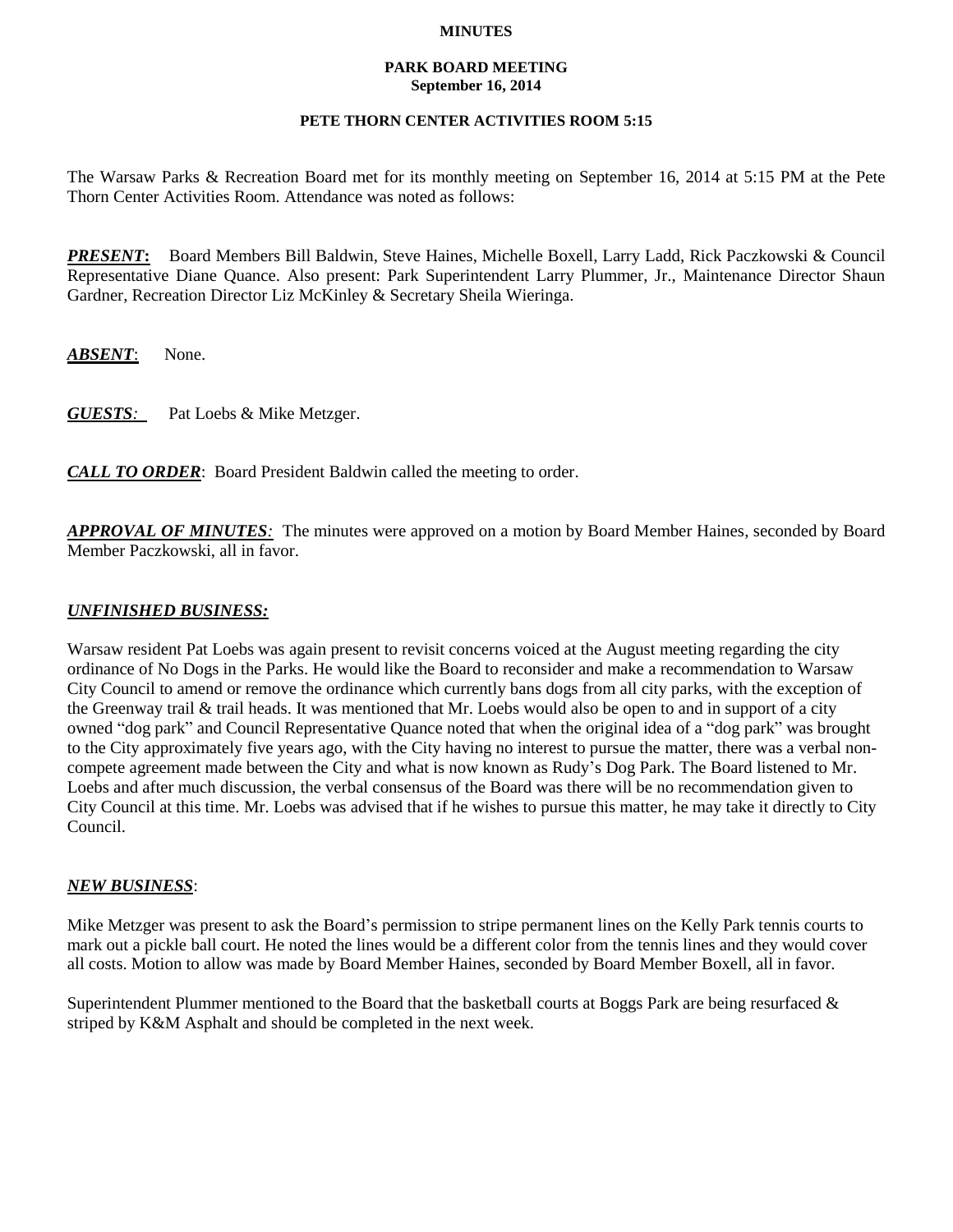**MINUTES**

**PARK BOARD MEETING**
**September 16, 2014**

**PETE THORN CENTER ACTIVITIES ROOM 5:15**

The Warsaw Parks & Recreation Board met for its monthly meeting on September 16, 2014 at 5:15 PM at the Pete Thorn Center Activities Room. Attendance was noted as follows:

***PRESENT*:** Board Members Bill Baldwin, Steve Haines, Michelle Boxell, Larry Ladd, Rick Paczkowski & Council Representative Diane Quance. Also present: Park Superintendent Larry Plummer, Jr., Maintenance Director Shaun Gardner, Recreation Director Liz McKinley & Secretary Sheila Wieringa.

***ABSENT***: None.

***GUESTS:*** Pat Loebs & Mike Metzger.

***CALL TO ORDER***: Board President Baldwin called the meeting to order.

***APPROVAL OF MINUTES:*** The minutes were approved on a motion by Board Member Haines, seconded by Board Member Paczkowski, all in favor.

***UNFINISHED BUSINESS:***

Warsaw resident Pat Loebs was again present to revisit concerns voiced at the August meeting regarding the city ordinance of No Dogs in the Parks. He would like the Board to reconsider and make a recommendation to Warsaw City Council to amend or remove the ordinance which currently bans dogs from all city parks, with the exception of the Greenway trail & trail heads. It was mentioned that Mr. Loebs would also be open to and in support of a city owned "dog park" and Council Representative Quance noted that when the original idea of a "dog park" was brought to the City approximately five years ago, with the City having no interest to pursue the matter, there was a verbal non-compete agreement made between the City and what is now known as Rudy's Dog Park. The Board listened to Mr. Loebs and after much discussion, the verbal consensus of the Board was there will be no recommendation given to City Council at this time. Mr. Loebs was advised that if he wishes to pursue this matter, he may take it directly to City Council.

***NEW BUSINESS***:

Mike Metzger was present to ask the Board's permission to stripe permanent lines on the Kelly Park tennis courts to mark out a pickle ball court. He noted the lines would be a different color from the tennis lines and they would cover all costs. Motion to allow was made by Board Member Haines, seconded by Board Member Boxell, all in favor.

Superintendent Plummer mentioned to the Board that the basketball courts at Boggs Park are being resurfaced & striped by K&M Asphalt and should be completed in the next week.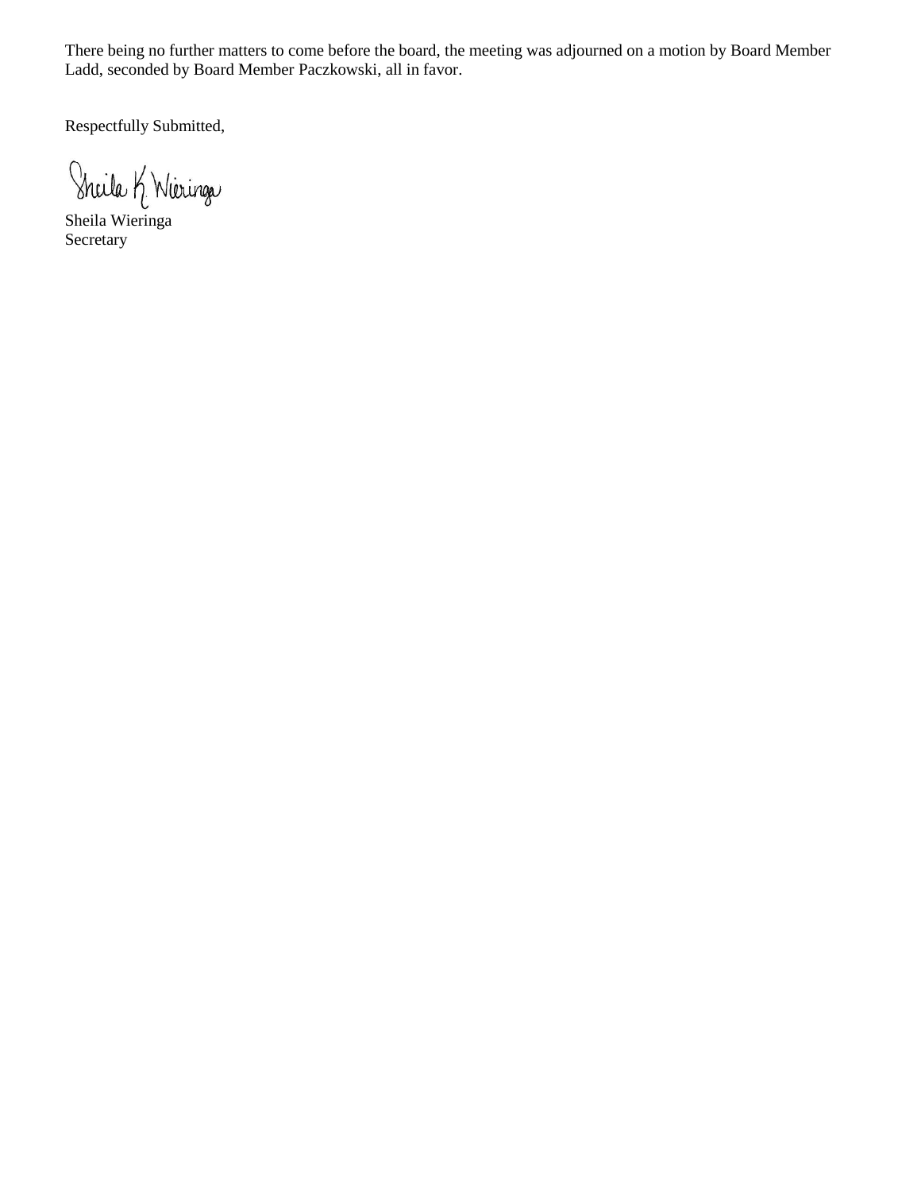There being no further matters to come before the board, the meeting was adjourned on a motion by Board Member Ladd, seconded by Board Member Paczkowski, all in favor.

Respectfully Submitted,

Sheila K. Wieringa

Sheila Wieringa
Secretary